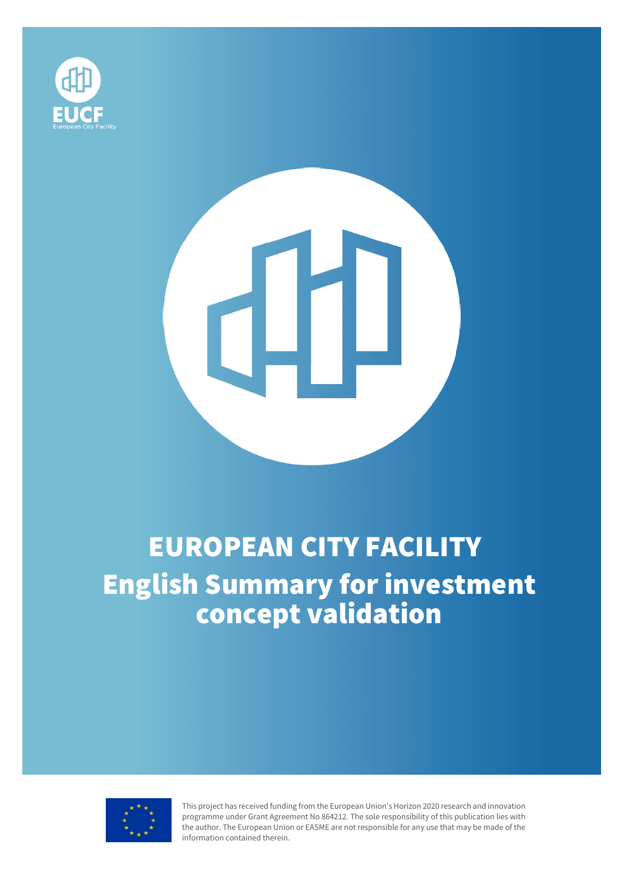EUCF
European City Facility

# EUROPEAN CITY FACILITY
# English Summary for investment concept validation

This project has received funding from the European Union's Horizon 2020 research and innovation programme under Grant Agreement No 864212. The sole responsibility of this publication lies with the author. The European Union or EASME are not responsible for any use that may be made of the information contained therein.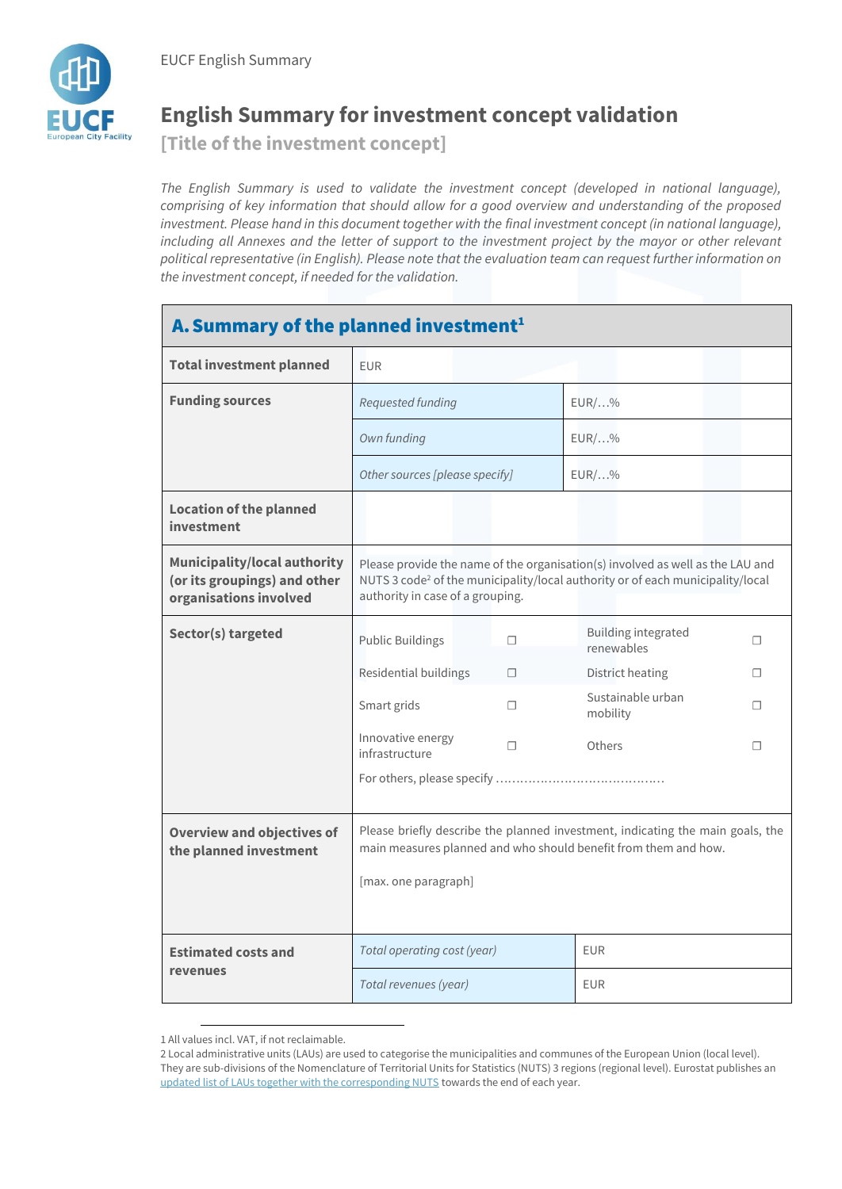# English Summary for investment concept validation

## [Title of the investment concept]

*The English Summary is used to validate the investment concept (developed in national language), comprising of key information that should allow for a good overview and understanding of the proposed investment. Please hand in this document together with the final investment concept (in national language), including all Annexes and the letter of support to the investment project by the mayor or other relevant political representative (in English). Please note that the evaluation team can request further information on the investment concept, if needed for the validation.*

| **A. Summary of the planned investment**[1] | | | | |
|---|---|---|---|---|
| **Total investment planned** | EUR | | | |
| **Funding sources** | *Requested funding* | EUR/…% | | |
| | *Own funding* | EUR/…% | | |
| | *Other sources [please specify]* | EUR/…% | | |
| **Location of the planned investment** | | | | |
| **Municipality/local authority (or its groupings) and other organisations involved** | Please provide the name of the organisation(s) involved as well as the LAU and NUTS 3 code[2] of the municipality/local authority or of each municipality/local authority in case of a grouping. | | | |
| **Sector(s) targeted** | Public Buildings ☐ | Building integrated renewables ☐ | | |
| | Residential buildings ☐ | District heating ☐ | | |
| | Smart grids ☐ | Sustainable urban mobility ☐ | | |
| | Innovative energy infrastructure ☐ | Others ☐ | | |
| | For others, please specify ……………………………………. | | | |
| **Overview and objectives of the planned investment** | Please briefly describe the planned investment, indicating the main goals, the main measures planned and who should benefit from them and how.<br><br>[max. one paragraph] | | | |
| **Estimated costs and revenues** | *Total operating cost (year)* | EUR | | |
| | *Total revenues (year)* | EUR | | |

1 All values incl. VAT, if not reclaimable.

2 Local administrative units (LAUs) are used to categorise the municipalities and communes of the European Union (local level). They are sub-divisions of the Nomenclature of Territorial Units for Statistics (NUTS) 3 regions (regional level). Eurostat publishes an updated list of LAUs together with the corresponding NUTS towards the end of each year.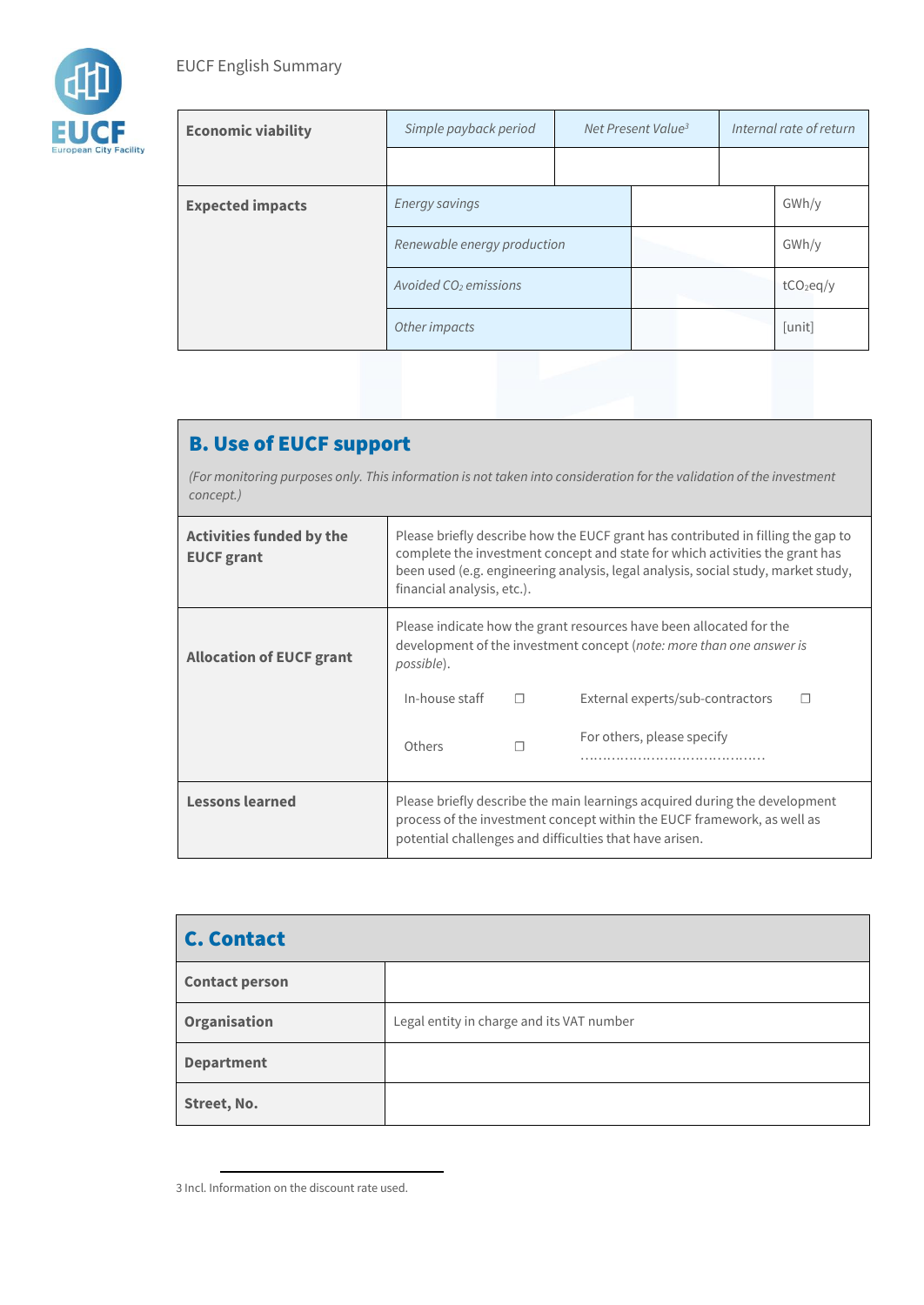| Economic viability | *Simple payback period* | *Net Present Value*[3] | *Internal rate of return* |
|---|---|---|---|
| | | | |

| Expected impacts | | | |
|---|---|---|---|
| | *Energy savings* | | GWh/y |
| | *Renewable energy production* | | GWh/y |
| | *Avoided $CO_2$ emissions* | | $tCO_2eq/y$ |
| | *Other impacts* | | [unit] |

## B. Use of EUCF support

*(For monitoring purposes only. This information is not taken into consideration for the validation of the investment concept.)*

| | |
|---|---|
| **Activities funded by the EUCF grant** | Please briefly describe how the EUCF grant has contributed in filling the gap to complete the investment concept and state for which activities the grant has been used (e.g. engineering analysis, legal analysis, social study, market study, financial analysis, etc.). |
| **Allocation of EUCF grant** | Please indicate how the grant resources have been allocated for the development of the investment concept (*note: more than one answer is possible*).<br>In-house staff ☐ External experts/sub-contractors ☐<br>Others ☐ For others, please specify …………………………………… |
| **Lessons learned** | Please briefly describe the main learnings acquired during the development process of the investment concept within the EUCF framework, as well as potential challenges and difficulties that have arisen. |

## C. Contact

| | |
|---|---|
| **Contact person** | |
| **Organisation** | Legal entity in charge and its VAT number |
| **Department** | |
| **Street, No.** | |

3 Incl. Information on the discount rate used.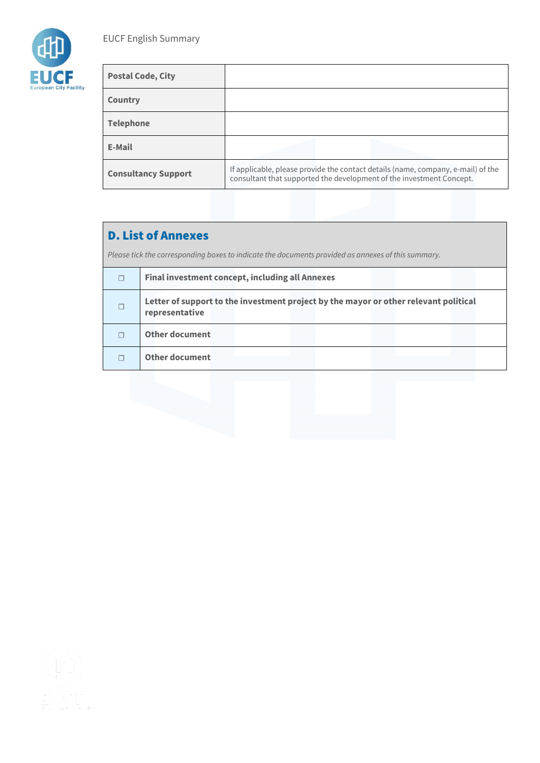| | |
|---|---|
| **Postal Code, City** | |
| **Country** | |
| **Telephone** | |
| **E-Mail** | |
| **Consultancy Support** | If applicable, please provide the contact details (name, company, e-mail) of the consultant that supported the development of the investment Concept. |

## D. List of Annexes

*Please tick the corresponding boxes to indicate the documents provided as annexes of this summary.*

| | |
|---|---|
| ☐ | **Final investment concept, including all Annexes** |
| ☐ | **Letter of support to the investment project by the mayor or other relevant political representative** |
| ☐ | **Other document** |
| ☐ | **Other document** |